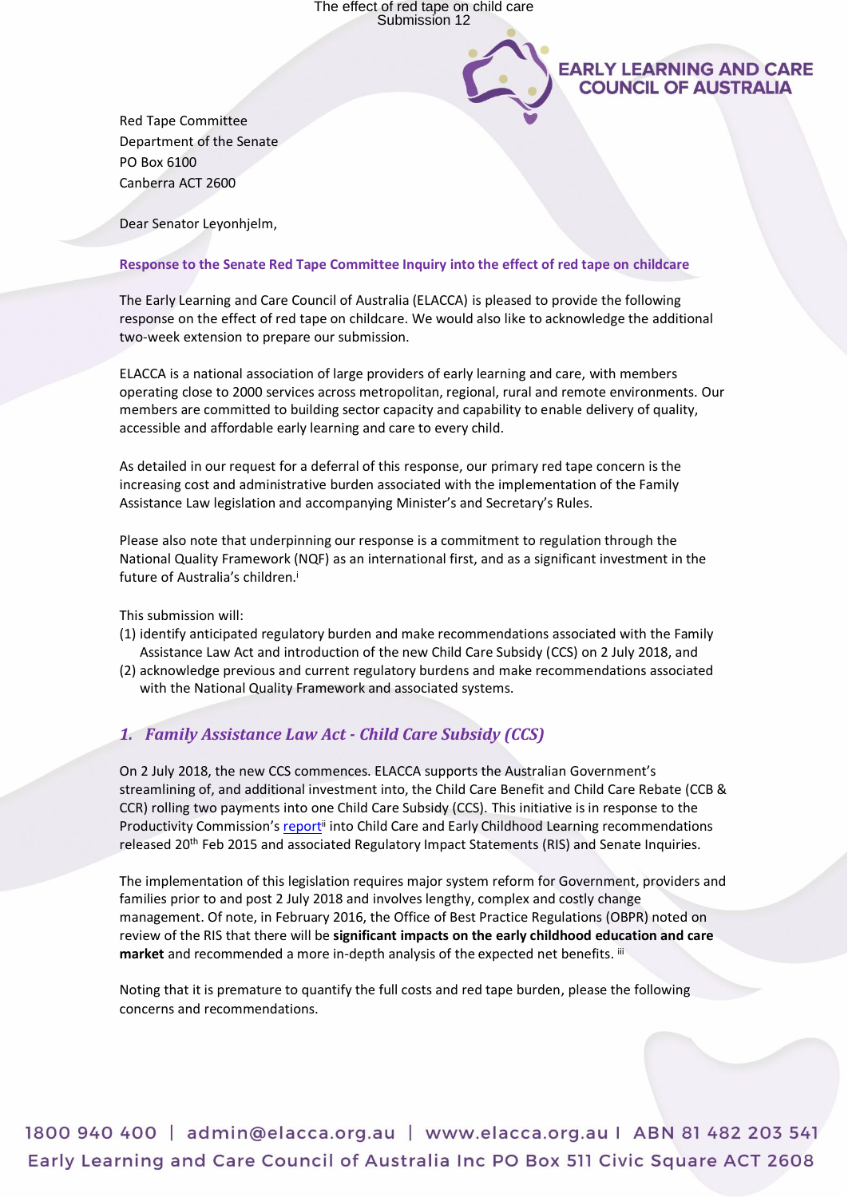Red Tape Committee
Department of the Senate
PO Box 6100
Canberra ACT 2600

Dear Senator Leyonhjelm,

**Response to the Senate Red Tape Committee Inquiry into the effect of red tape on childcare**

The Early Learning and Care Council of Australia (ELACCA) is pleased to provide the following response on the effect of red tape on childcare. We would also like to acknowledge the additional two-week extension to prepare our submission.

ELACCA is a national association of large providers of early learning and care, with members operating close to 2000 services across metropolitan, regional, rural and remote environments. Our members are committed to building sector capacity and capability to enable delivery of quality, accessible and affordable early learning and care to every child.

As detailed in our request for a deferral of this response, our primary red tape concern is the increasing cost and administrative burden associated with the implementation of the Family Assistance Law legislation and accompanying Minister's and Secretary's Rules.

Please also note that underpinning our response is a commitment to regulation through the National Quality Framework (NQF) as an international first, and as a significant investment in the future of Australia's children.[i]

This submission will:

(1) identify anticipated regulatory burden and make recommendations associated with the Family Assistance Law Act and introduction of the new Child Care Subsidy (CCS) on 2 July 2018, and
(2) acknowledge previous and current regulatory burdens and make recommendations associated with the National Quality Framework and associated systems.

## *1. Family Assistance Law Act - Child Care Subsidy (CCS)*

On 2 July 2018, the new CCS commences. ELACCA supports the Australian Government's streamlining of, and additional investment into, the Child Care Benefit and Child Care Rebate (CCB & CCR) rolling two payments into one Child Care Subsidy (CCS). This initiative is in response to the Productivity Commission's report[ii] into Child Care and Early Childhood Learning recommendations released 20th Feb 2015 and associated Regulatory Impact Statements (RIS) and Senate Inquiries.

The implementation of this legislation requires major system reform for Government, providers and families prior to and post 2 July 2018 and involves lengthy, complex and costly change management. Of note, in February 2016, the Office of Best Practice Regulations (OBPR) noted on review of the RIS that there will be **significant impacts on the early childhood education and care market** and recommended a more in-depth analysis of the expected net benefits.[iii]

Noting that it is premature to quantify the full costs and red tape burden, please the following concerns and recommendations.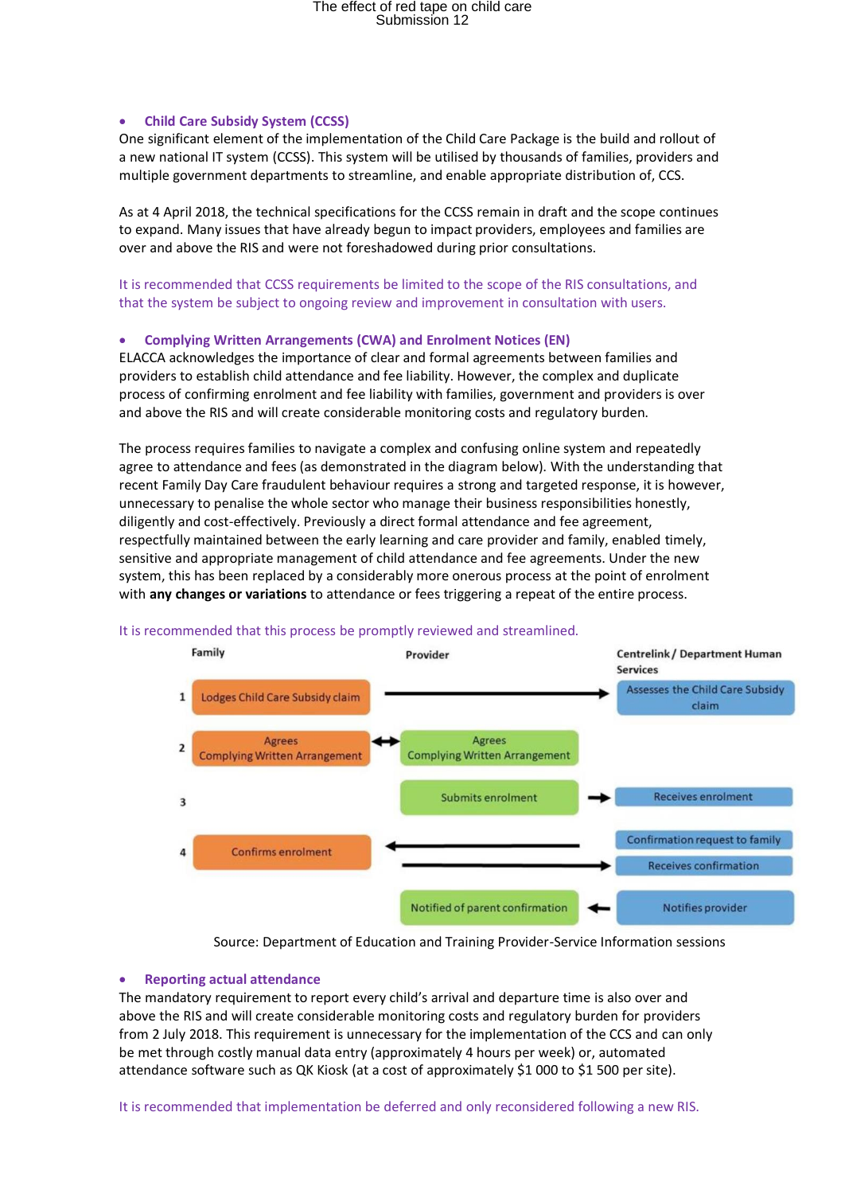- **Child Care Subsidy System (CCSS)**

One significant element of the implementation of the Child Care Package is the build and rollout of a new national IT system (CCSS). This system will be utilised by thousands of families, providers and multiple government departments to streamline, and enable appropriate distribution of, CCS.

As at 4 April 2018, the technical specifications for the CCSS remain in draft and the scope continues to expand. Many issues that have already begun to impact providers, employees and families are over and above the RIS and were not foreshadowed during prior consultations.

It is recommended that CCSS requirements be limited to the scope of the RIS consultations, and that the system be subject to ongoing review and improvement in consultation with users.

- **Complying Written Arrangements (CWA) and Enrolment Notices (EN)**

ELACCA acknowledges the importance of clear and formal agreements between families and providers to establish child attendance and fee liability. However, the complex and duplicate process of confirming enrolment and fee liability with families, government and providers is over and above the RIS and will create considerable monitoring costs and regulatory burden.

The process requires families to navigate a complex and confusing online system and repeatedly agree to attendance and fees (as demonstrated in the diagram below). With the understanding that recent Family Day Care fraudulent behaviour requires a strong and targeted response, it is however, unnecessary to penalise the whole sector who manage their business responsibilities honestly, diligently and cost-effectively. Previously a direct formal attendance and fee agreement, respectfully maintained between the early learning and care provider and family, enabled timely, sensitive and appropriate management of child attendance and fee agreements. Under the new system, this has been replaced by a considerably more onerous process at the point of enrolment with **any changes or variations** to attendance or fees triggering a repeat of the entire process.

It is recommended that this process be promptly reviewed and streamlined.

| | Family | Provider | Centrelink / Department Human Services |
|---|---|---|---|
| 1 | Lodges Child Care Subsidy claim → | | Assesses the Child Care Subsidy claim |
| 2 | Agrees Complying Written Arrangement ↔ | Agrees Complying Written Arrangement | |
| 3 | | Submits enrolment → | Receives enrolment |
| 4 | Confirms enrolment ← | | Confirmation request to family |
| | → | | Receives confirmation |
| | | Notified of parent confirmation ← | Notifies provider |

Source: Department of Education and Training Provider-Service Information sessions

- **Reporting actual attendance**

The mandatory requirement to report every child's arrival and departure time is also over and above the RIS and will create considerable monitoring costs and regulatory burden for providers from 2 July 2018. This requirement is unnecessary for the implementation of the CCS and can only be met through costly manual data entry (approximately 4 hours per week) or, automated attendance software such as QK Kiosk (at a cost of approximately $1 000 to $1 500 per site).

It is recommended that implementation be deferred and only reconsidered following a new RIS.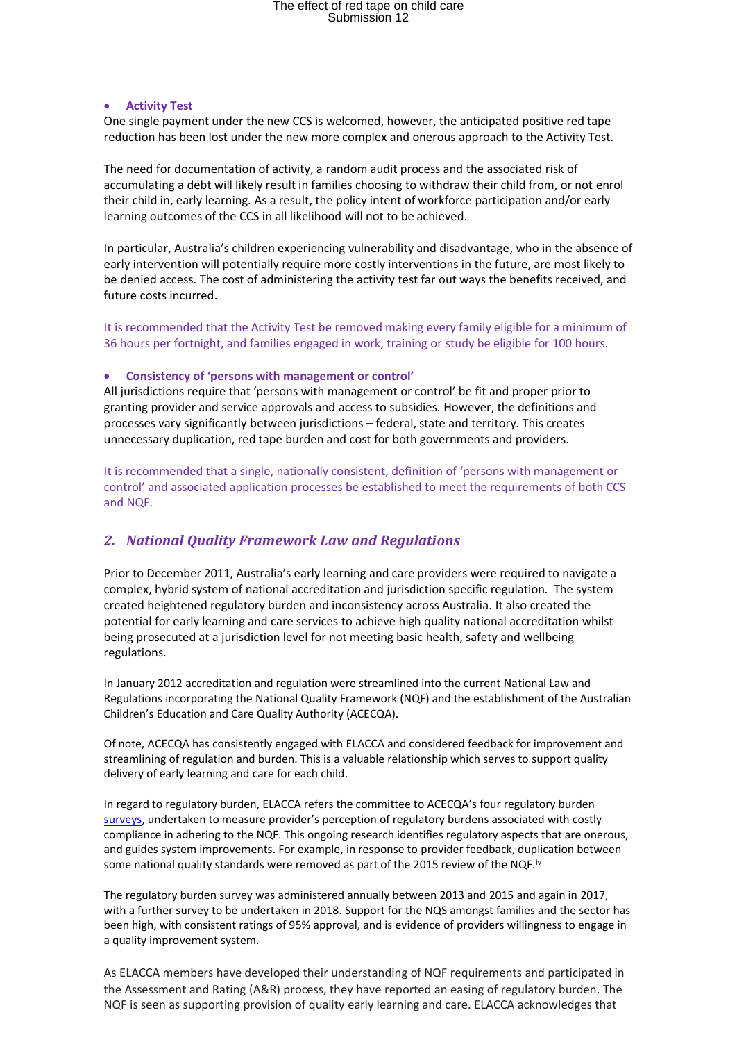- **Activity Test**

One single payment under the new CCS is welcomed, however, the anticipated positive red tape reduction has been lost under the new more complex and onerous approach to the Activity Test.

The need for documentation of activity, a random audit process and the associated risk of accumulating a debt will likely result in families choosing to withdraw their child from, or not enrol their child in, early learning. As a result, the policy intent of workforce participation and/or early learning outcomes of the CCS in all likelihood will not to be achieved.

In particular, Australia's children experiencing vulnerability and disadvantage, who in the absence of early intervention will potentially require more costly interventions in the future, are most likely to be denied access. The cost of administering the activity test far out ways the benefits received, and future costs incurred.

It is recommended that the Activity Test be removed making every family eligible for a minimum of 36 hours per fortnight, and families engaged in work, training or study be eligible for 100 hours.

- **Consistency of 'persons with management or control'**

All jurisdictions require that 'persons with management or control' be fit and proper prior to granting provider and service approvals and access to subsidies. However, the definitions and processes vary significantly between jurisdictions – federal, state and territory. This creates unnecessary duplication, red tape burden and cost for both governments and providers.

It is recommended that a single, nationally consistent, definition of 'persons with management or control' and associated application processes be established to meet the requirements of both CCS and NQF.

## 2. *National Quality Framework Law and Regulations*

Prior to December 2011, Australia's early learning and care providers were required to navigate a complex, hybrid system of national accreditation and jurisdiction specific regulation. The system created heightened regulatory burden and inconsistency across Australia. It also created the potential for early learning and care services to achieve high quality national accreditation whilst being prosecuted at a jurisdiction level for not meeting basic health, safety and wellbeing regulations.

In January 2012 accreditation and regulation were streamlined into the current National Law and Regulations incorporating the National Quality Framework (NQF) and the establishment of the Australian Children's Education and Care Quality Authority (ACECQA).

Of note, ACECQA has consistently engaged with ELACCA and considered feedback for improvement and streamlining of regulation and burden. This is a valuable relationship which serves to support quality delivery of early learning and care for each child.

In regard to regulatory burden, ELACCA refers the committee to ACECQA's four regulatory burden surveys, undertaken to measure provider's perception of regulatory burdens associated with costly compliance in adhering to the NQF. This ongoing research identifies regulatory aspects that are onerous, and guides system improvements. For example, in response to provider feedback, duplication between some national quality standards were removed as part of the 2015 review of the NQF.[iv]

The regulatory burden survey was administered annually between 2013 and 2015 and again in 2017, with a further survey to be undertaken in 2018. Support for the NQS amongst families and the sector has been high, with consistent ratings of 95% approval, and is evidence of providers willingness to engage in a quality improvement system.

As ELACCA members have developed their understanding of NQF requirements and participated in the Assessment and Rating (A&R) process, they have reported an easing of regulatory burden. The NQF is seen as supporting provision of quality early learning and care. ELACCA acknowledges that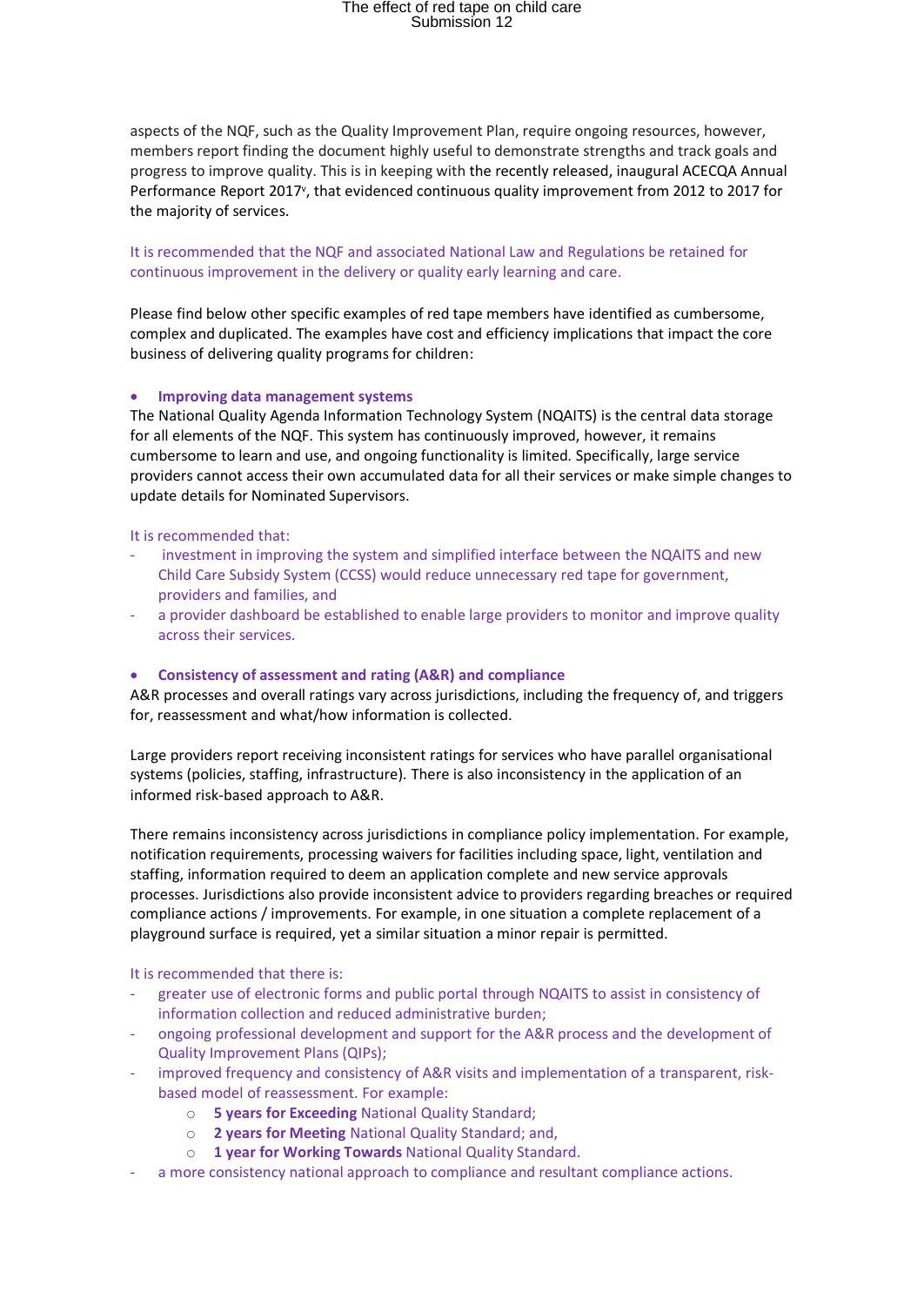aspects of the NQF, such as the Quality Improvement Plan, require ongoing resources, however, members report finding the document highly useful to demonstrate strengths and track goals and progress to improve quality. This is in keeping with the recently released, inaugural ACECQA Annual Performance Report 2017[v], that evidenced continuous quality improvement from 2012 to 2017 for the majority of services.

It is recommended that the NQF and associated National Law and Regulations be retained for continuous improvement in the delivery or quality early learning and care.

Please find below other specific examples of red tape members have identified as cumbersome, complex and duplicated. The examples have cost and efficiency implications that impact the core business of delivering quality programs for children:

- **Improving data management systems**

The National Quality Agenda Information Technology System (NQAITS) is the central data storage for all elements of the NQF. This system has continuously improved, however, it remains cumbersome to learn and use, and ongoing functionality is limited. Specifically, large service providers cannot access their own accumulated data for all their services or make simple changes to update details for Nominated Supervisors.

It is recommended that:

- investment in improving the system and simplified interface between the NQAITS and new Child Care Subsidy System (CCSS) would reduce unnecessary red tape for government, providers and families, and
- a provider dashboard be established to enable large providers to monitor and improve quality across their services.

- **Consistency of assessment and rating (A&R) and compliance**

A&R processes and overall ratings vary across jurisdictions, including the frequency of, and triggers for, reassessment and what/how information is collected.

Large providers report receiving inconsistent ratings for services who have parallel organisational systems (policies, staffing, infrastructure). There is also inconsistency in the application of an informed risk-based approach to A&R.

There remains inconsistency across jurisdictions in compliance policy implementation. For example, notification requirements, processing waivers for facilities including space, light, ventilation and staffing, information required to deem an application complete and new service approvals processes. Jurisdictions also provide inconsistent advice to providers regarding breaches or required compliance actions / improvements. For example, in one situation a complete replacement of a playground surface is required, yet a similar situation a minor repair is permitted.

It is recommended that there is:

- greater use of electronic forms and public portal through NQAITS to assist in consistency of information collection and reduced administrative burden;
- ongoing professional development and support for the A&R process and the development of Quality Improvement Plans (QIPs);
- improved frequency and consistency of A&R visits and implementation of a transparent, risk-based model of reassessment. For example:
  - **5 years for Exceeding** National Quality Standard;
  - **2 years for Meeting** National Quality Standard; and,
  - **1 year for Working Towards** National Quality Standard.
- a more consistency national approach to compliance and resultant compliance actions.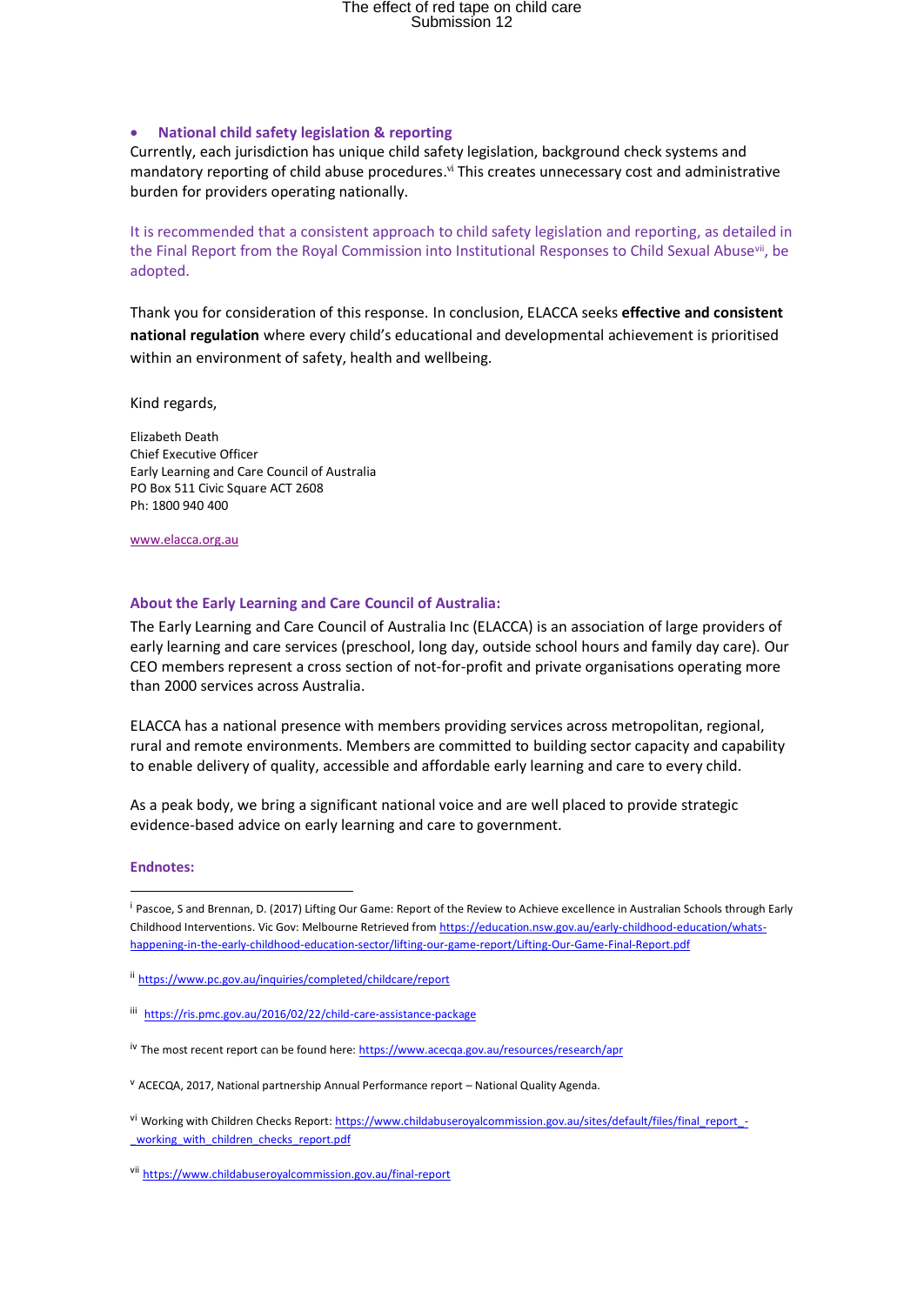- **National child safety legislation & reporting**

Currently, each jurisdiction has unique child safety legislation, background check systems and mandatory reporting of child abuse procedures.[vi] This creates unnecessary cost and administrative burden for providers operating nationally.

It is recommended that a consistent approach to child safety legislation and reporting, as detailed in the Final Report from the Royal Commission into Institutional Responses to Child Sexual Abuse[vii], be adopted.

Thank you for consideration of this response. In conclusion, ELACCA seeks **effective and consistent national regulation** where every child's educational and developmental achievement is prioritised within an environment of safety, health and wellbeing.

Kind regards,

Elizabeth Death
Chief Executive Officer
Early Learning and Care Council of Australia
PO Box 511 Civic Square ACT 2608
Ph: 1800 940 400

www.elacca.org.au

### About the Early Learning and Care Council of Australia:

The Early Learning and Care Council of Australia Inc (ELACCA) is an association of large providers of early learning and care services (preschool, long day, outside school hours and family day care). Our CEO members represent a cross section of not-for-profit and private organisations operating more than 2000 services across Australia.

ELACCA has a national presence with members providing services across metropolitan, regional, rural and remote environments. Members are committed to building sector capacity and capability to enable delivery of quality, accessible and affordable early learning and care to every child.

As a peak body, we bring a significant national voice and are well placed to provide strategic evidence-based advice on early learning and care to government.

### Endnotes:

---

[i] Pascoe, S and Brennan, D. (2017) Lifting Our Game: Report of the Review to Achieve excellence in Australian Schools through Early Childhood Interventions. Vic Gov: Melbourne Retrieved from https://education.nsw.gov.au/early-childhood-education/whats-happening-in-the-early-childhood-education-sector/lifting-our-game-report/Lifting-Our-Game-Final-Report.pdf

[ii] https://www.pc.gov.au/inquiries/completed/childcare/report

[iii] https://ris.pmc.gov.au/2016/02/22/child-care-assistance-package

[iv] The most recent report can be found here: https://www.acecqa.gov.au/resources/research/apr

[v] ACECQA, 2017, National partnership Annual Performance report – National Quality Agenda.

[vi] Working with Children Checks Report: https://www.childabuseroyalcommission.gov.au/sites/default/files/final_report_-_working_with_children_checks_report.pdf

[vii] https://www.childabuseroyalcommission.gov.au/final-report